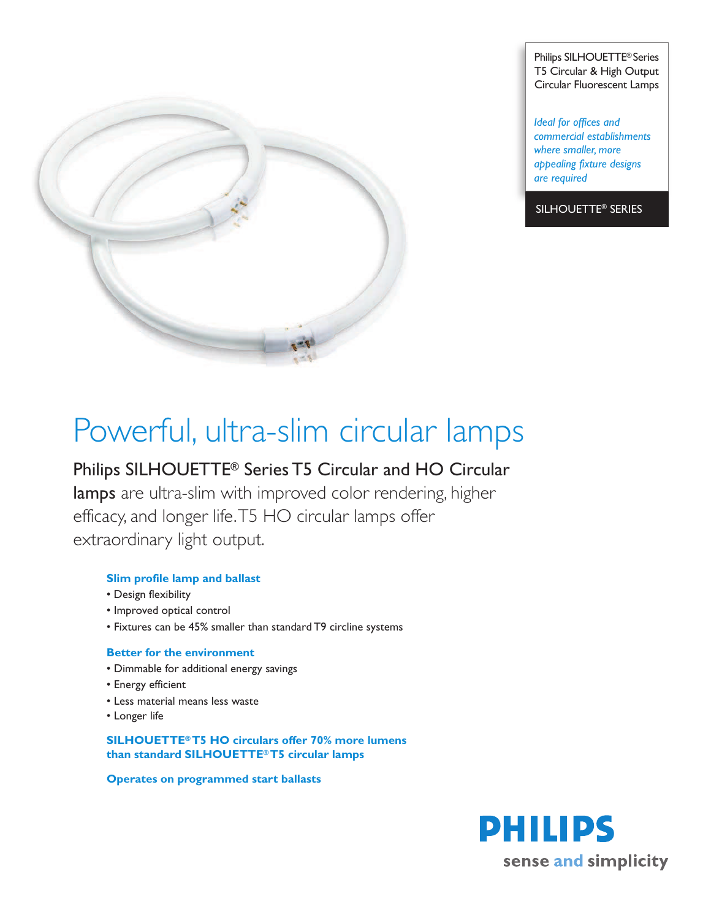Philips SILHOUETTE® Series T5 Circular & High Output Circular Fluorescent Lamps

*Ideal for offices and commercial establishments where smaller, more appealing fixture designs are required*

SILHOUETTE® SERIES

# Powerful, ultra-slim circular lamps

**Philips SILHOUETTE® Series T5 Circular and HO Circular lamps** are ultra-slim with improved color rendering, higher efficacy, and longer life. T5 HO circular lamps offer extraordinary light output.

### Slim profile lamp and ballast

- Design flexibility
- Improved optical control
- Fixtures can be 45% smaller than standard T9 circline systems

### Better for the environment

- Dimmable for additional energy savings
- Energy efficient
- Less material means less waste
- Longer life

**SILHOUETTE® T5 HO circulars offer 70% more lumens than standard SILHOUETTE® T5 circular lamps**

**Operates on programmed start ballasts**

PHILIPS

sense and simplicity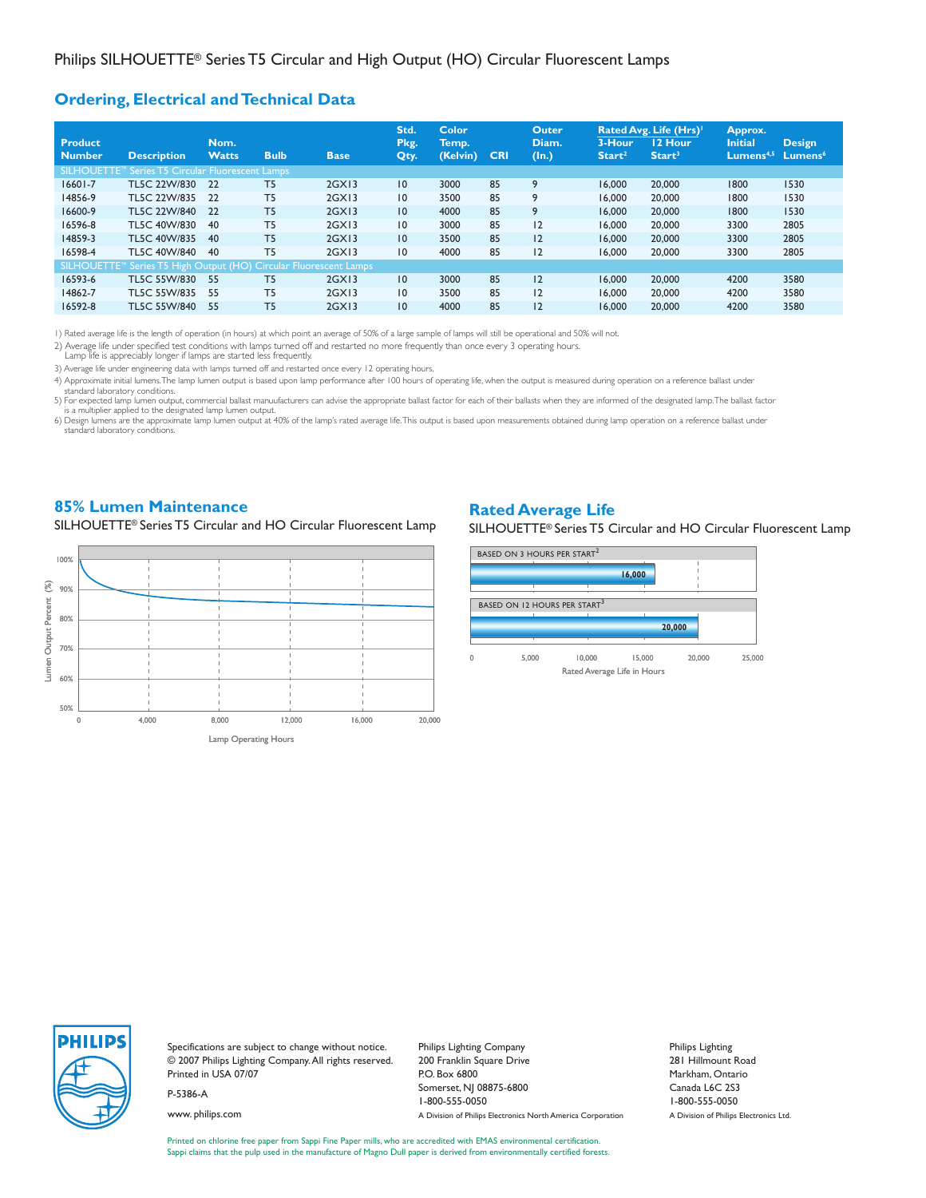Philips SILHOUETTE® Series T5 Circular and High Output (HO) Circular Fluorescent Lamps

## Ordering, Electrical and Technical Data

| Product Number | Description | Nom. Watts | Bulb | Base | Std. Pkg. Qty. | Color Temp. (Kelvin) | CRI | Outer Diam. (In.) | Rated Avg. Life (Hrs)[1] 3-Hour Start[2] | 12 Hour Start[3] | Approx. Initial Lumens[4,5] | Design Lumens[6] |
|---|---|---|---|---|---|---|---|---|---|---|---|---|
| SILHOUETTE™ Series T5 Circular Fluorescent Lamps | | | | | | | | | | | | |
| 16601-7 | TL5C 22W/830 | 22 | T5 | 2GX13 | 10 | 3000 | 85 | 9 | 16,000 | 20,000 | 1800 | 1530 |
| 14856-9 | TL5C 22W/835 | 22 | T5 | 2GX13 | 10 | 3500 | 85 | 9 | 16,000 | 20,000 | 1800 | 1530 |
| 16600-9 | TL5C 22W/840 | 22 | T5 | 2GX13 | 10 | 4000 | 85 | 9 | 16,000 | 20,000 | 1800 | 1530 |
| 16596-8 | TL5C 40W/830 | 40 | T5 | 2GX13 | 10 | 3000 | 85 | 12 | 16,000 | 20,000 | 3300 | 2805 |
| 14859-3 | TL5C 40W/835 | 40 | T5 | 2GX13 | 10 | 3500 | 85 | 12 | 16,000 | 20,000 | 3300 | 2805 |
| 16598-4 | TL5C 40W/840 | 40 | T5 | 2GX13 | 10 | 4000 | 85 | 12 | 16,000 | 20,000 | 3300 | 2805 |
| SILHOUETTE™ Series T5 High Output (HO) Circular Fluorescent Lamps | | | | | | | | | | | | |
| 16593-6 | TL5C 55W/830 | 55 | T5 | 2GX13 | 10 | 3000 | 85 | 12 | 16,000 | 20,000 | 4200 | 3580 |
| 14862-7 | TL5C 55W/835 | 55 | T5 | 2GX13 | 10 | 3500 | 85 | 12 | 16,000 | 20,000 | 4200 | 3580 |
| 16592-8 | TL5C 55W/840 | 55 | T5 | 2GX13 | 10 | 4000 | 85 | 12 | 16,000 | 20,000 | 4200 | 3580 |

1) Rated average life is the length of operation (in hours) at which point an average of 50% of a large sample of lamps will still be operational and 50% will not.

2) Average life under specified test conditions with lamps turned off and restarted no more frequently than once every 3 operating hours. Lamp life is appreciably longer if lamps are started less frequently.

3) Average life under engineering data with lamps turned off and restarted once every 12 operating hours.

4) Approximate initial lumens. The lamp lumen output is based upon lamp performance after 100 hours of operating life, when the output is measured during operation on a reference ballast under standard laboratory conditions.

5) For expected lamp lumen output, commercial ballast manuufacturers can advise the appropriate ballast factor for each of their ballasts when they are informed of the designated lamp. The ballast factor is a multiplier applied to the designated lamp lumen output.

6) Design lumens are the approximate lamp lumen output at 40% of the lamp's rated average life. This output is based upon measurements obtained during lamp operation on a reference ballast under standard laboratory conditions.

## 85% Lumen Maintenance

SILHOUETTE® Series T5 Circular and HO Circular Fluorescent Lamp

Lumen Output Percent (%)
100%
90%
80%
70%
60%
50%
0
4,000
8,000
12,000
16,000
20,000
Lamp Operating Hours

## Rated Average Life

SILHOUETTE® Series T5 Circular and HO Circular Fluorescent Lamp

BASED ON 3 HOURS PER START[2]
16,000
BASED ON 12 HOURS PER START[3]
20,000
0
5,000
10,000
15,000
20,000
25,000
Rated Average Life in Hours

Specifications are subject to change without notice.
© 2007 Philips Lighting Company. All rights reserved.
Printed in USA 07/07

P-5386-A

www. philips.com

Philips Lighting Company
200 Franklin Square Drive
P.O. Box 6800
Somerset, NJ 08875-6800
1-800-555-0050
A Division of Philips Electronics North America Corporation

Philips Lighting
281 Hillmount Road
Markham, Ontario
Canada L6C 2S3
1-800-555-0050
A Division of Philips Electronics Ltd.

Printed on chlorine free paper from Sappi Fine Paper mills, who are accredited with EMAS environmental certification.
Sappi claims that the pulp used in the manufacture of Magno Dull paper is derived from environmentally certified forests.